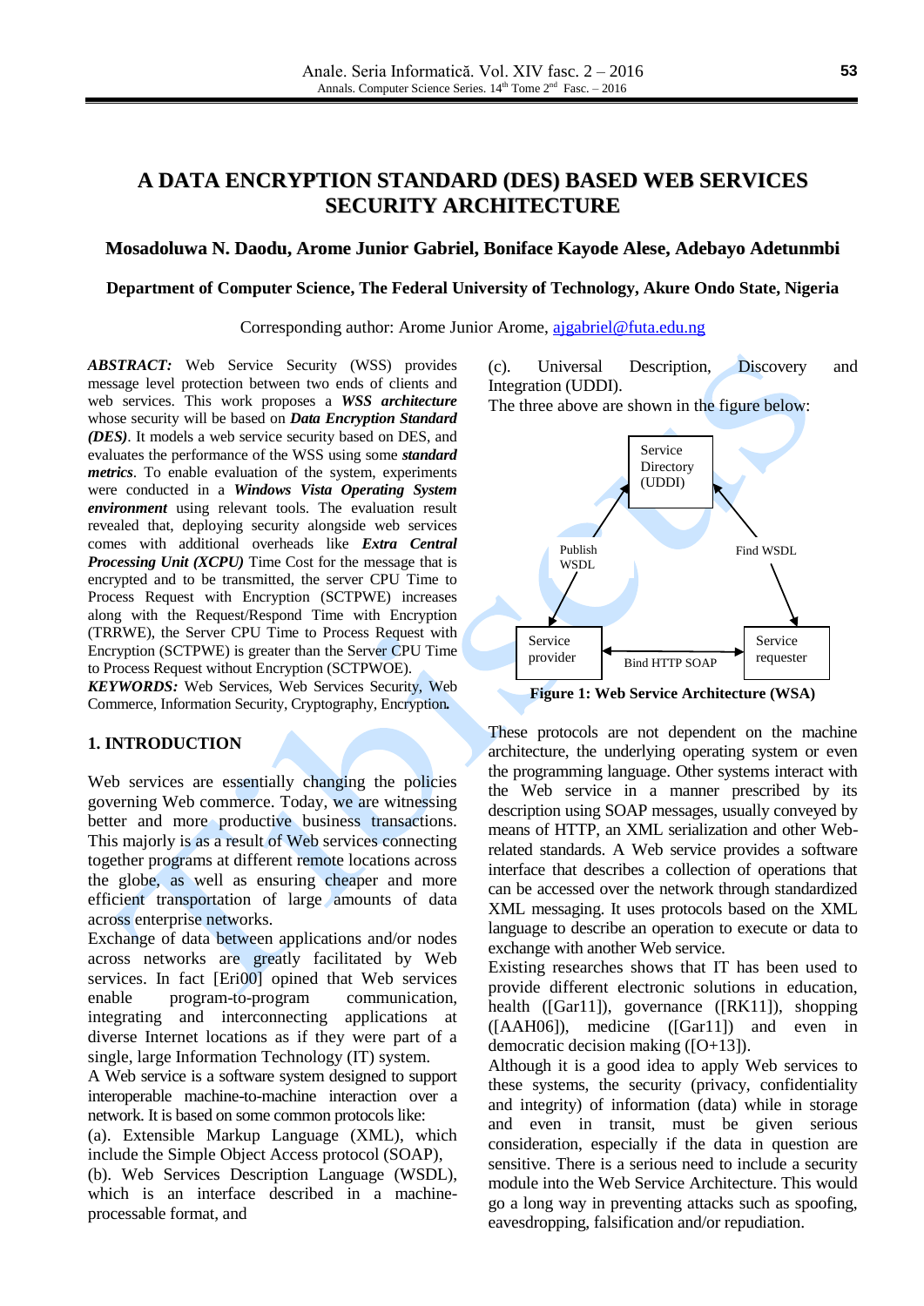# A DATA ENCRYPTION STANDARD (DES) BASED WEB SERVICES SECURITY ARCHITECTURE

**Mosadoluwa N. Daodu, Arome Junior Gabriel, Boniface Kayode Alese, Adebayo Adetunmbi**

**Department of Computer Science, The Federal University of Technology, Akure Ondo State, Nigeria**

Corresponding author: Arome Junior Arome, ajgabriel@futa.edu.ng

***ABSTRACT:*** Web Service Security (WSS) provides message level protection between two ends of clients and web services. This work proposes a ***WSS architecture*** whose security will be based on ***Data Encryption Standard (DES)***. It models a web service security based on DES, and evaluates the performance of the WSS using some ***standard metrics***. To enable evaluation of the system, experiments were conducted in a ***Windows Vista Operating System environment*** using relevant tools. The evaluation result revealed that, deploying security alongside web services comes with additional overheads like ***Extra Central Processing Unit (XCPU)*** Time Cost for the message that is encrypted and to be transmitted, the server CPU Time to Process Request with Encryption (SCTPWE) increases along with the Request/Respond Time with Encryption (TRRWE), the Server CPU Time to Process Request with Encryption (SCTPWE) is greater than the Server CPU Time to Process Request without Encryption (SCTPWOE).

***KEYWORDS:*** Web Services, Web Services Security, Web Commerce, Information Security, Cryptography, Encryption**.**

## 1. INTRODUCTION

Web services are essentially changing the policies governing Web commerce. Today, we are witnessing better and more productive business transactions. This majorly is as a result of Web services connecting together programs at different remote locations across the globe, as well as ensuring cheaper and more efficient transportation of large amounts of data across enterprise networks.

Exchange of data between applications and/or nodes across networks are greatly facilitated by Web services. In fact [Eri00] opined that Web services enable program-to-program communication, integrating and interconnecting applications at diverse Internet locations as if they were part of a single, large Information Technology (IT) system.

A Web service is a software system designed to support interoperable machine-to-machine interaction over a network. It is based on some common protocols like:

(a). Extensible Markup Language (XML), which include the Simple Object Access protocol (SOAP),

(b). Web Services Description Language (WSDL), which is an interface described in a machine-processable format, and

(c). Universal Description, Discovery and Integration (UDDI).

The three above are shown in the figure below:

Service Directory (UDDI) — Publish WSDL — Find WSDL — Service provider — Bind HTTP SOAP — Service requester

**Figure 1: Web Service Architecture (WSA)**

These protocols are not dependent on the machine architecture, the underlying operating system or even the programming language. Other systems interact with the Web service in a manner prescribed by its description using SOAP messages, usually conveyed by means of HTTP, an XML serialization and other Web-related standards. A Web service provides a software interface that describes a collection of operations that can be accessed over the network through standardized XML messaging. It uses protocols based on the XML language to describe an operation to execute or data to exchange with another Web service.

Existing researches shows that IT has been used to provide different electronic solutions in education, health ([Gar11]), governance ([RK11]), shopping ([AAH06]), medicine ([Gar11]) and even in democratic decision making ([O+13]).

Although it is a good idea to apply Web services to these systems, the security (privacy, confidentiality and integrity) of information (data) while in storage and even in transit, must be given serious consideration, especially if the data in question are sensitive. There is a serious need to include a security module into the Web Service Architecture. This would go a long way in preventing attacks such as spoofing, eavesdropping, falsification and/or repudiation.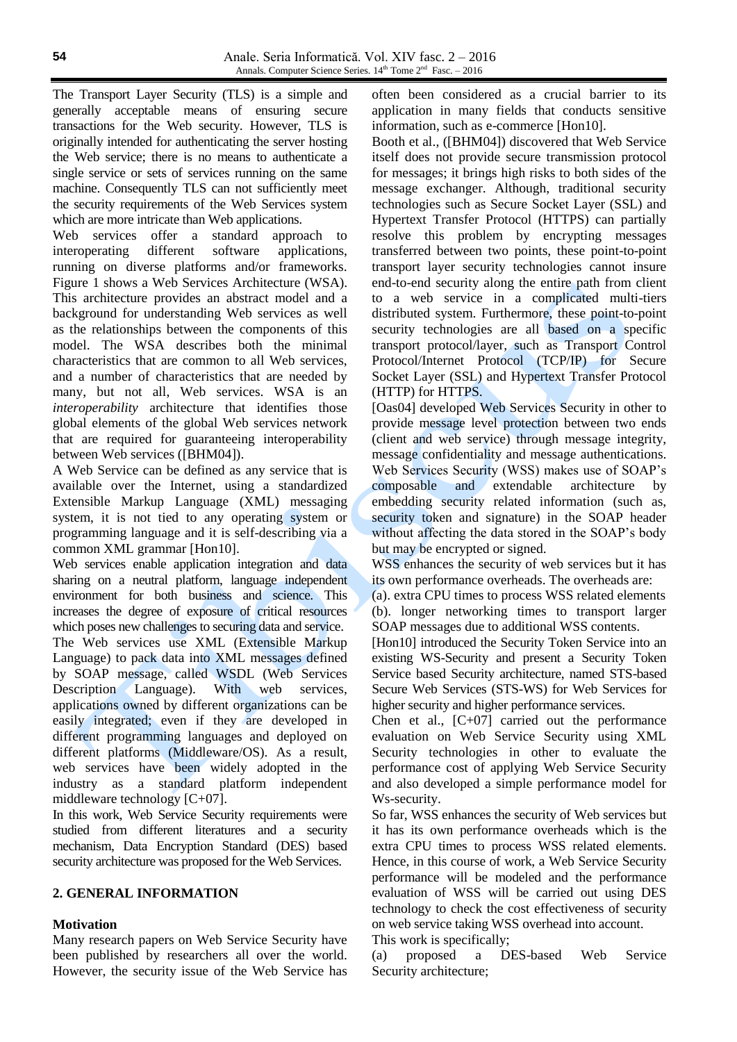The Transport Layer Security (TLS) is a simple and generally acceptable means of ensuring secure transactions for the Web security. However, TLS is originally intended for authenticating the server hosting the Web service; there is no means to authenticate a single service or sets of services running on the same machine. Consequently TLS can not sufficiently meet the security requirements of the Web Services system which are more intricate than Web applications.

Web services offer a standard approach to interoperating different software applications, running on diverse platforms and/or frameworks. Figure 1 shows a Web Services Architecture (WSA). This architecture provides an abstract model and a background for understanding Web services as well as the relationships between the components of this model. The WSA describes both the minimal characteristics that are common to all Web services, and a number of characteristics that are needed by many, but not all, Web services. WSA is an *interoperability* architecture that identifies those global elements of the global Web services network that are required for guaranteeing interoperability between Web services ([BHM04]).

A Web Service can be defined as any service that is available over the Internet, using a standardized Extensible Markup Language (XML) messaging system, it is not tied to any operating system or programming language and it is self-describing via a common XML grammar [Hon10].

Web services enable application integration and data sharing on a neutral platform, language independent environment for both business and science. This increases the degree of exposure of critical resources which poses new challenges to securing data and service.

The Web services use XML (Extensible Markup Language) to pack data into XML messages defined by SOAP message, called WSDL (Web Services Description Language). With web services, applications owned by different organizations can be easily integrated; even if they are developed in different programming languages and deployed on different platforms (Middleware/OS). As a result, web services have been widely adopted in the industry as a standard platform independent middleware technology [C+07].

In this work, Web Service Security requirements were studied from different literatures and a security mechanism, Data Encryption Standard (DES) based security architecture was proposed for the Web Services.

## 2. GENERAL INFORMATION

### Motivation

Many research papers on Web Service Security have been published by researchers all over the world. However, the security issue of the Web Service has often been considered as a crucial barrier to its application in many fields that conducts sensitive information, such as e-commerce [Hon10].

Booth et al., ([BHM04]) discovered that Web Service itself does not provide secure transmission protocol for messages; it brings high risks to both sides of the message exchanger. Although, traditional security technologies such as Secure Socket Layer (SSL) and Hypertext Transfer Protocol (HTTPS) can partially resolve this problem by encrypting messages transferred between two points, these point-to-point transport layer security technologies cannot insure end-to-end security along the entire path from client to a web service in a complicated multi-tiers distributed system. Furthermore, these point-to-point security technologies are all based on a specific transport protocol/layer, such as Transport Control Protocol/Internet Protocol (TCP/IP) for Secure Socket Layer (SSL) and Hypertext Transfer Protocol (HTTP) for HTTPS.

[Oas04] developed Web Services Security in other to provide message level protection between two ends (client and web service) through message integrity, message confidentiality and message authentications. Web Services Security (WSS) makes use of SOAP's composable and extendable architecture by embedding security related information (such as, security token and signature) in the SOAP header without affecting the data stored in the SOAP's body but may be encrypted or signed.

WSS enhances the security of web services but it has its own performance overheads. The overheads are:

(a). extra CPU times to process WSS related elements

(b). longer networking times to transport larger SOAP messages due to additional WSS contents.

[Hon10] introduced the Security Token Service into an existing WS-Security and present a Security Token Service based Security architecture, named STS-based Secure Web Services (STS-WS) for Web Services for higher security and higher performance services.

Chen et al., [C+07] carried out the performance evaluation on Web Service Security using XML Security technologies in other to evaluate the performance cost of applying Web Service Security and also developed a simple performance model for Ws-security.

So far, WSS enhances the security of Web services but it has its own performance overheads which is the extra CPU times to process WSS related elements. Hence, in this course of work, a Web Service Security performance will be modeled and the performance evaluation of WSS will be carried out using DES technology to check the cost effectiveness of security on web service taking WSS overhead into account.

This work is specifically;

(a) proposed a DES-based Web Service Security architecture;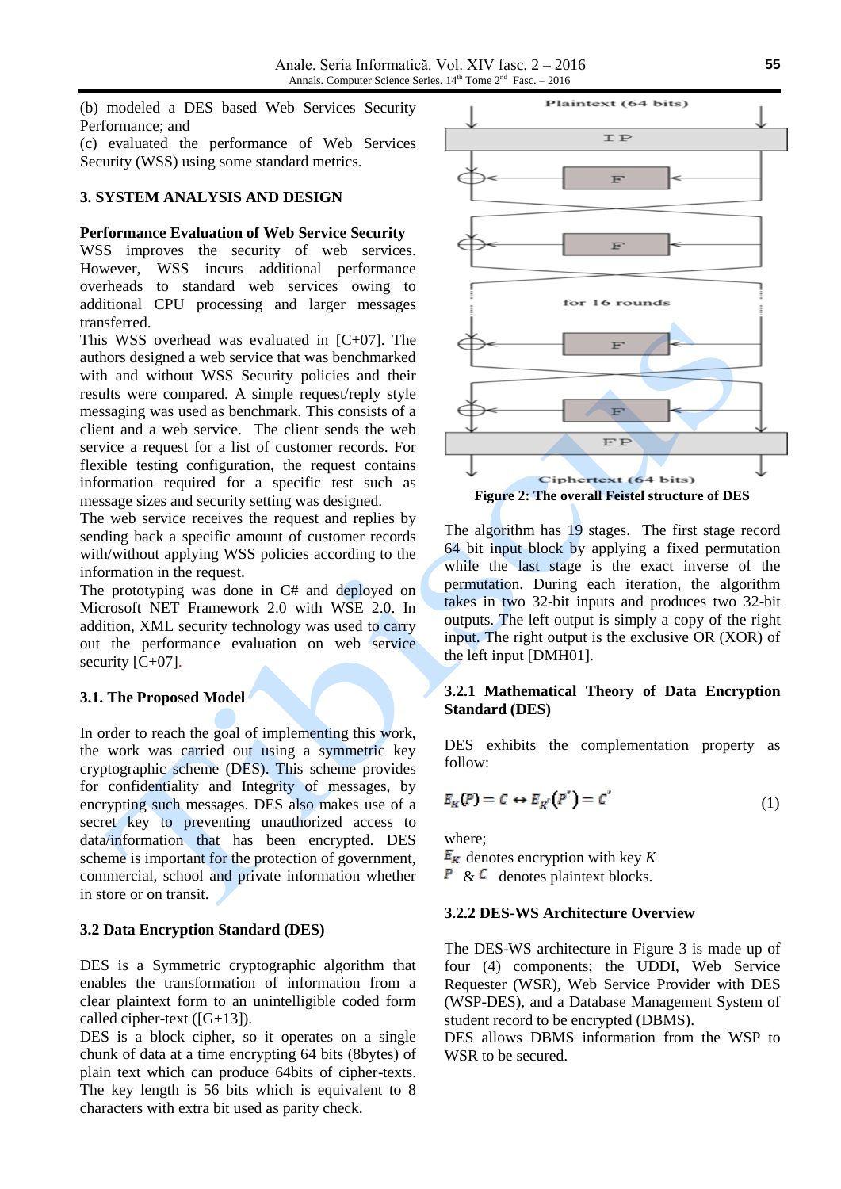(b) modeled a DES based Web Services Security Performance; and

(c) evaluated the performance of Web Services Security (WSS) using some standard metrics.

## 3. SYSTEM ANALYSIS AND DESIGN

**Performance Evaluation of Web Service Security**

WSS improves the security of web services. However, WSS incurs additional performance overheads to standard web services owing to additional CPU processing and larger messages transferred.

This WSS overhead was evaluated in [C+07]. The authors designed a web service that was benchmarked with and without WSS Security policies and their results were compared. A simple request/reply style messaging was used as benchmark. This consists of a client and a web service. The client sends the web service a request for a list of customer records. For flexible testing configuration, the request contains information required for a specific test such as message sizes and security setting was designed.

The web service receives the request and replies by sending back a specific amount of customer records with/without applying WSS policies according to the information in the request.

The prototyping was done in C# and deployed on Microsoft NET Framework 2.0 with WSE 2.0. In addition, XML security technology was used to carry out the performance evaluation on web service security [C+07].

### 3.1. The Proposed Model

In order to reach the goal of implementing this work, the work was carried out using a symmetric key cryptographic scheme (DES). This scheme provides for confidentiality and Integrity of messages, by encrypting such messages. DES also makes use of a secret key to preventing unauthorized access to data/information that has been encrypted. DES scheme is important for the protection of government, commercial, school and private information whether in store or on transit.

### 3.2 Data Encryption Standard (DES)

DES is a Symmetric cryptographic algorithm that enables the transformation of information from a clear plaintext form to an unintelligible coded form called cipher-text ([G+13]).

DES is a block cipher, so it operates on a single chunk of data at a time encrypting 64 bits (8bytes) of plain text which can produce 64bits of cipher-texts. The key length is 56 bits which is equivalent to 8 characters with extra bit used as parity check.

**Figure 2: The overall Feistel structure of DES**

The algorithm has 19 stages. The first stage record 64 bit input block by applying a fixed permutation while the last stage is the exact inverse of the permutation. During each iteration, the algorithm takes in two 32-bit inputs and produces two 32-bit outputs. The left output is simply a copy of the right input. The right output is the exclusive OR (XOR) of the left input [DMH01].

#### 3.2.1 Mathematical Theory of Data Encryption Standard (DES)

DES exhibits the complementation property as follow:

$$E_K(P) = C \leftrightarrow E_{K'}(P') = C' \qquad (1)$$

where;

$E_K$ denotes encryption with key $K$

$P$ & $C$ denotes plaintext blocks.

#### 3.2.2 DES-WS Architecture Overview

The DES-WS architecture in Figure 3 is made up of four (4) components; the UDDI, Web Service Requester (WSR), Web Service Provider with DES (WSP-DES), and a Database Management System of student record to be encrypted (DBMS).

DES allows DBMS information from the WSP to WSR to be secured.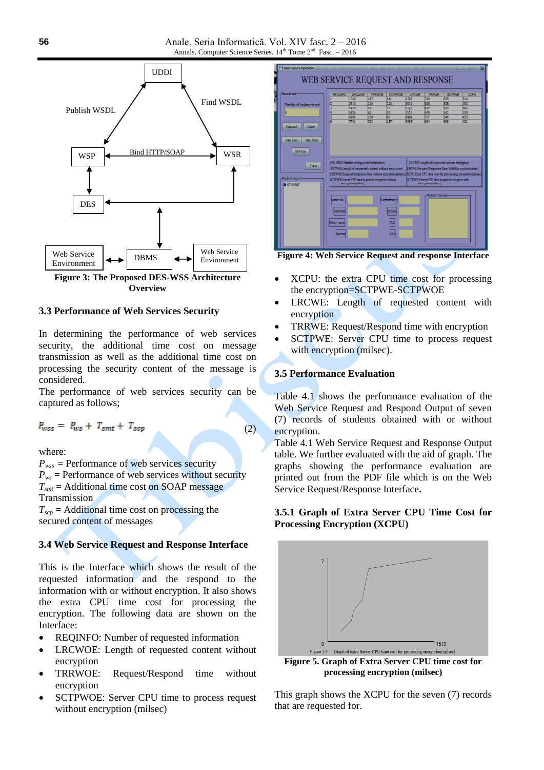Figure 3: The Proposed DES-WSS Architecture Overview

### 3.3 Performance of Web Services Security

In determining the performance of web services security, the additional time cost on message transmission as well as the additional time cost on processing the security content of the message is considered.

The performance of web services security can be captured as follows;

$$P_{wss} = P_{ws} + T_{smt} + T_{scp} \quad (2)$$

where:

$P_{wss}$ = Performance of web services security

$P_{ws}$ = Performance of web services without security

$T_{smt}$ = Additional time cost on SOAP message Transmission

$T_{scp}$ = Additional time cost on processing the secured content of messages

### 3.4 Web Service Request and Response Interface

This is the Interface which shows the result of the requested information and the respond to information with or without encryption. It also shows the extra CPU time cost for processing the encryption. The following data are shown on the Interface:

- REQINFO: Number of requested information
- LRCWOE: Length of requested content without encryption
- TRRWOE: Request/Respond time without encryption
- SCTPWOE: Server CPU time to process request without encryption (milsec)

Figure 4: Web Service Request and response Interface

- XCPU: the extra CPU time cost for processing the encryption=SCTPWE-SCTPWOE
- LRCWE: Length of requested content with encryption
- TRRWE: Request/Respond time with encryption
- SCTPWE: Server CPU time to process request with encryption (milsec).

### 3.5 Performance Evaluation

Table 4.1 shows the performance evaluation of the Web Service Request and Respond Output of seven (7) records of students obtained with or without encryption.

Table 4.1 Web Service Request and Response Output table. We further evaluated with the aid of graph. The graphs showing the performance evaluation are printed out from the PDF file which is on the Web Service Request/Response Interface.

#### 3.5.1 Graph of Extra Server CPU Time Cost for Processing Encryption (XCPU)

Figure 5. Graph of Extra Server CPU time cost for processing encryption (milsec)

This graph shows the XCPU for the seven (7) records that are requested for.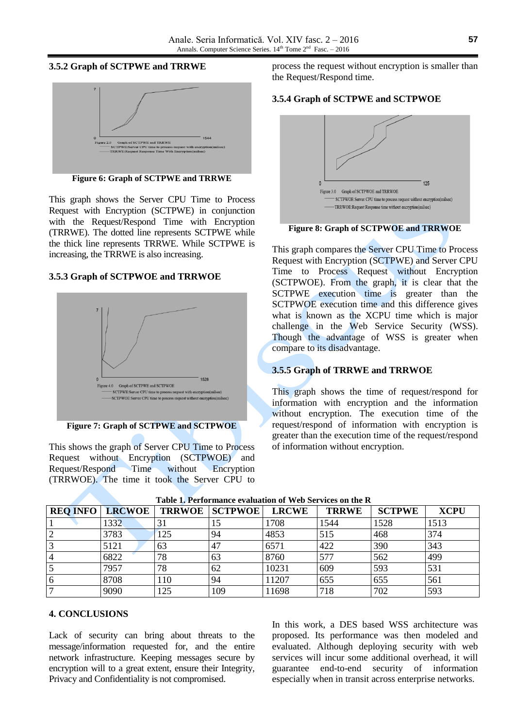### 3.5.2 Graph of SCTPWE and TRRWE

Figure 6: Graph of SCTPWE and TRRWE

This graph shows the Server CPU Time to Process Request with Encryption (SCTPWE) in conjunction with the Request/Respond Time with Encryption (TRRWE). The dotted line represents SCTPWE while the thick line represents TRRWE. While SCTPWE is increasing, the TRRWE is also increasing.

### 3.5.3 Graph of SCTPWOE and TRRWOE

Figure 7: Graph of SCTPWE and SCTPWOE

This shows the graph of Server CPU Time to Process Request without Encryption (SCTPWOE) and Request/Respond Time without Encryption (TRRWOE). The time it took the Server CPU to process the request without encryption is smaller than the Request/Respond time.

### 3.5.4 Graph of SCTPWE and SCTPWOE

Figure 8: Graph of SCTPWOE and TRRWOE

This graph compares the Server CPU Time to Process Request with Encryption (SCTPWE) and Server CPU Time to Process Request without Encryption (SCTPWOE). From the graph, it is clear that the SCTPWE execution time is greater than the SCTPWOE execution time and this difference gives what is known as the XCPU time which is major challenge in the Web Service Security (WSS). Though the advantage of WSS is greater when compare to its disadvantage.

### 3.5.5 Graph of TRRWE and TRRWOE

This graph shows the time of request/respond for information with encryption and the information without encryption. The execution time of the request/respond of information with encryption is greater than the execution time of the request/respond of information without encryption.

**Table 1. Performance evaluation of Web Services on the R**

| REQ INFO | LRCWOE | TRRWOE | SCTPWOE | LRCWE | TRRWE | SCTPWE | XCPU |
|---|---|---|---|---|---|---|---|
| 1 | 1332 | 31 | 15 | 1708 | 1544 | 1528 | 1513 |
| 2 | 3783 | 125 | 94 | 4853 | 515 | 468 | 374 |
| 3 | 5121 | 63 | 47 | 6571 | 422 | 390 | 343 |
| 4 | 6822 | 78 | 63 | 8760 | 577 | 562 | 499 |
| 5 | 7957 | 78 | 62 | 10231 | 609 | 593 | 531 |
| 6 | 8708 | 110 | 94 | 11207 | 655 | 655 | 561 |
| 7 | 9090 | 125 | 109 | 11698 | 718 | 702 | 593 |

## 4. CONCLUSIONS

Lack of security can bring about threats to the message/information requested for, and the entire network infrastructure. Keeping messages secure by encryption will to a great extent, ensure their Integrity, Privacy and Confidentiality is not compromised.

In this work, a DES based WSS architecture was proposed. Its performance was then modeled and evaluated. Although deploying security with web services will incur some additional overhead, it will guarantee end-to-end security of information especially when in transit across enterprise networks.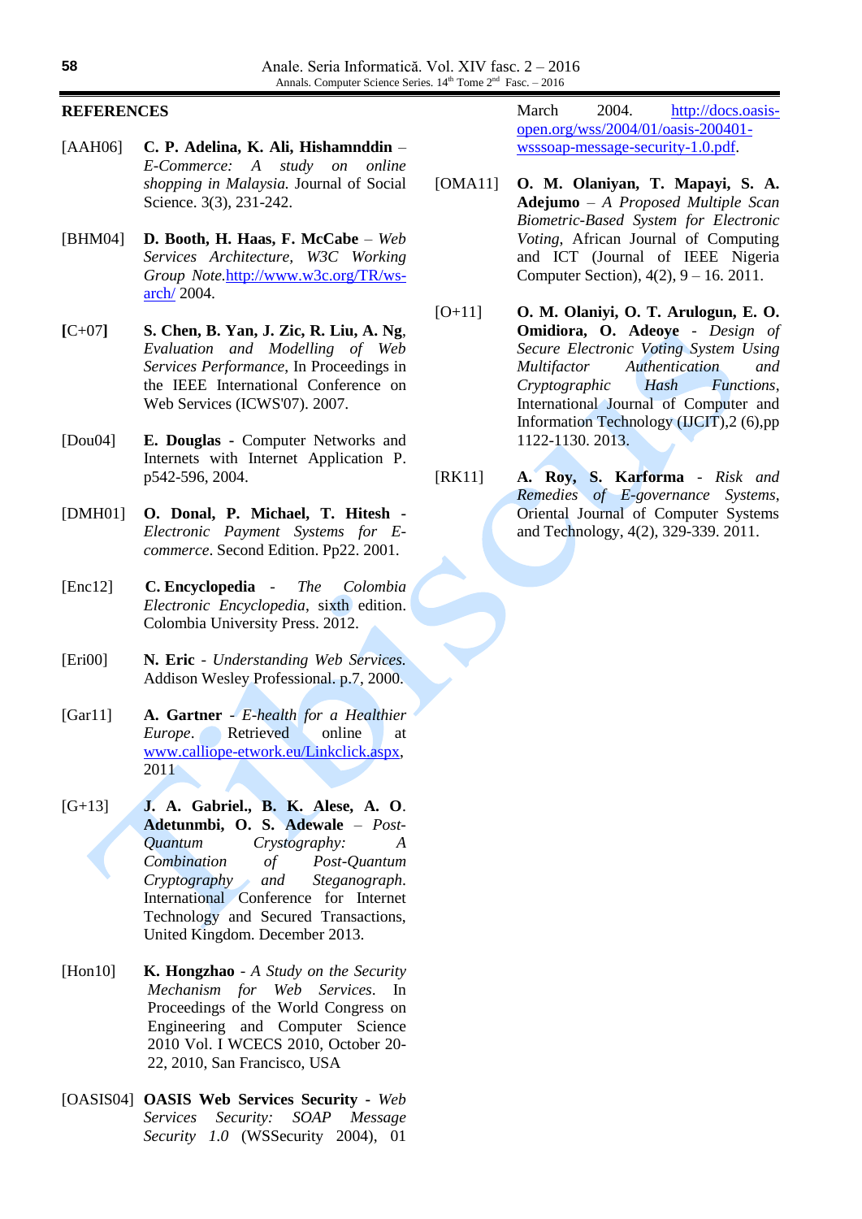## REFERENCES

[AAH06] **C. P. Adelina, K. Ali, Hishamnddin** – *E-Commerce: A study on online shopping in Malaysia.* Journal of Social Science. 3(3), 231-242.

[BHM04] **D. Booth, H. Haas, F. McCabe** – *Web Services Architecture, W3C Working Group Note.*http://www.w3c.org/TR/ws-arch/ 2004.

[C+07] **S. Chen, B. Yan, J. Zic, R. Liu, A. Ng**, *Evaluation and Modelling of Web Services Performance*, In Proceedings in the IEEE International Conference on Web Services (ICWS'07). 2007.

[Dou04] **E. Douglas** - Computer Networks and Internets with Internet Application P. p542-596, 2004.

[DMH01] **O. Donal, P. Michael, T. Hitesh** - *Electronic Payment Systems for E-commerce*. Second Edition. Pp22. 2001.

[Enc12] **C. Encyclopedia** - *The Colombia Electronic Encyclopedia*, sixth edition. Colombia University Press. 2012.

[Eri00] **N. Eric** - *Understanding Web Services.* Addison Wesley Professional. p.7, 2000.

[Gar11] **A. Gartner** - *E-health for a Healthier Europe*. Retrieved online at www.calliope-etwork.eu/Linkclick.aspx, 2011

[G+13] **J. A. Gabriel., B. K. Alese, A. O. Adetunmbi, O. S. Adewale** – *Post-Quantum Crystography: A Combination of Post-Quantum Cryptography and Steganograph*. International Conference for Internet Technology and Secured Transactions, United Kingdom. December 2013.

[Hon10] **K. Hongzhao** - *A Study on the Security Mechanism for Web Services*. In Proceedings of the World Congress on Engineering and Computer Science 2010 Vol. I WCECS 2010, October 20-22, 2010, San Francisco, USA

[OASIS04] **OASIS Web Services Security** - *Web Services Security: SOAP Message Security 1.0* (WSSecurity 2004), 01 March 2004. http://docs.oasis-open.org/wss/2004/01/oasis-200401-wsssoap-message-security-1.0.pdf.

[OMA11] **O. M. Olaniyan, T. Mapayi, S. A. Adejumo** – *A Proposed Multiple Scan Biometric-Based System for Electronic Voting*, African Journal of Computing and ICT (Journal of IEEE Nigeria Computer Section), 4(2), 9 – 16. 2011.

[O+11] **O. M. Olaniyi, O. T. Arulogun, E. O. Omidiora, O. Adeoye** - *Design of Secure Electronic Voting System Using Multifactor Authentication and Cryptographic Hash Functions*, International Journal of Computer and Information Technology (IJCIT),2 (6),pp 1122-1130. 2013.

[RK11] **A. Roy, S. Karforma** - *Risk and Remedies of E-governance Systems*, Oriental Journal of Computer Systems and Technology, 4(2), 329-339. 2011.